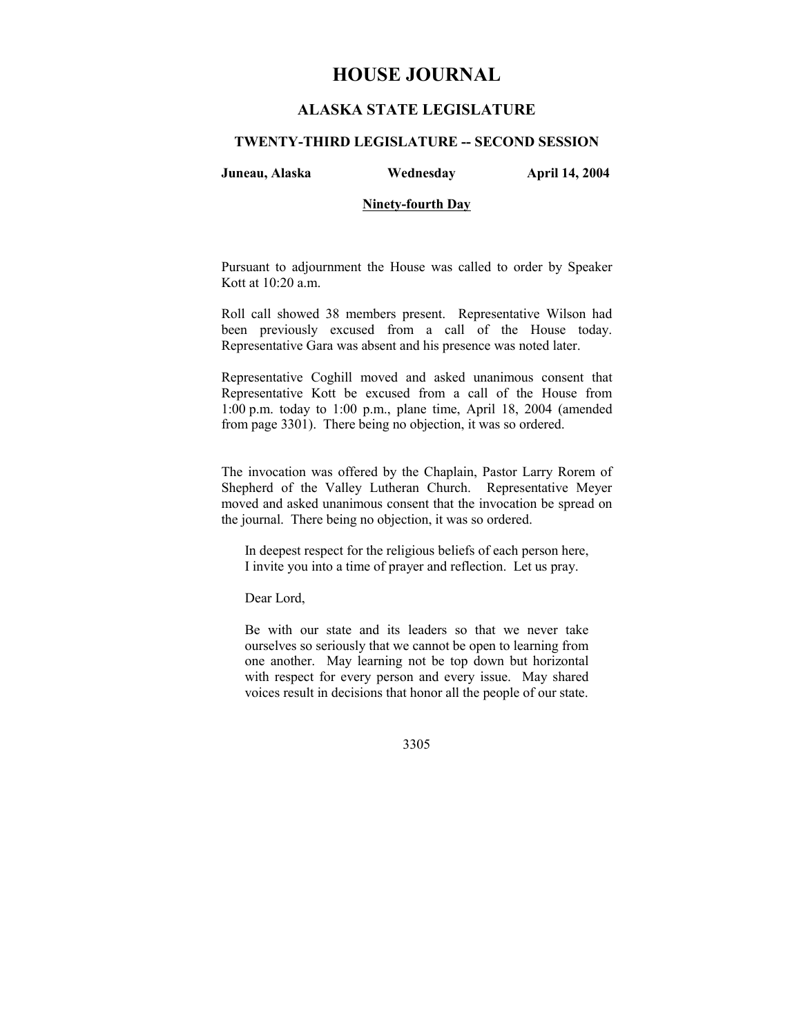# HOUSE JOURNAL

## ALASKA STATE LEGISLATURE

### TWENTY-THIRD LEGISLATURE -- SECOND SESSION

**Juneau, Alaska** **Wednesday** **April 14, 2004**

**Ninety-fourth Day**

Pursuant to adjournment the House was called to order by Speaker Kott at 10:20 a.m.

Roll call showed 38 members present. Representative Wilson had been previously excused from a call of the House today. Representative Gara was absent and his presence was noted later.

Representative Coghill moved and asked unanimous consent that Representative Kott be excused from a call of the House from 1:00 p.m. today to 1:00 p.m., plane time, April 18, 2004 (amended from page 3301). There being no objection, it was so ordered.

The invocation was offered by the Chaplain, Pastor Larry Rorem of Shepherd of the Valley Lutheran Church. Representative Meyer moved and asked unanimous consent that the invocation be spread on the journal. There being no objection, it was so ordered.

> In deepest respect for the religious beliefs of each person here, I invite you into a time of prayer and reflection. Let us pray.
>
> Dear Lord,
>
> Be with our state and its leaders so that we never take ourselves so seriously that we cannot be open to learning from one another. May learning not be top down but horizontal with respect for every person and every issue. May shared voices result in decisions that honor all the people of our state.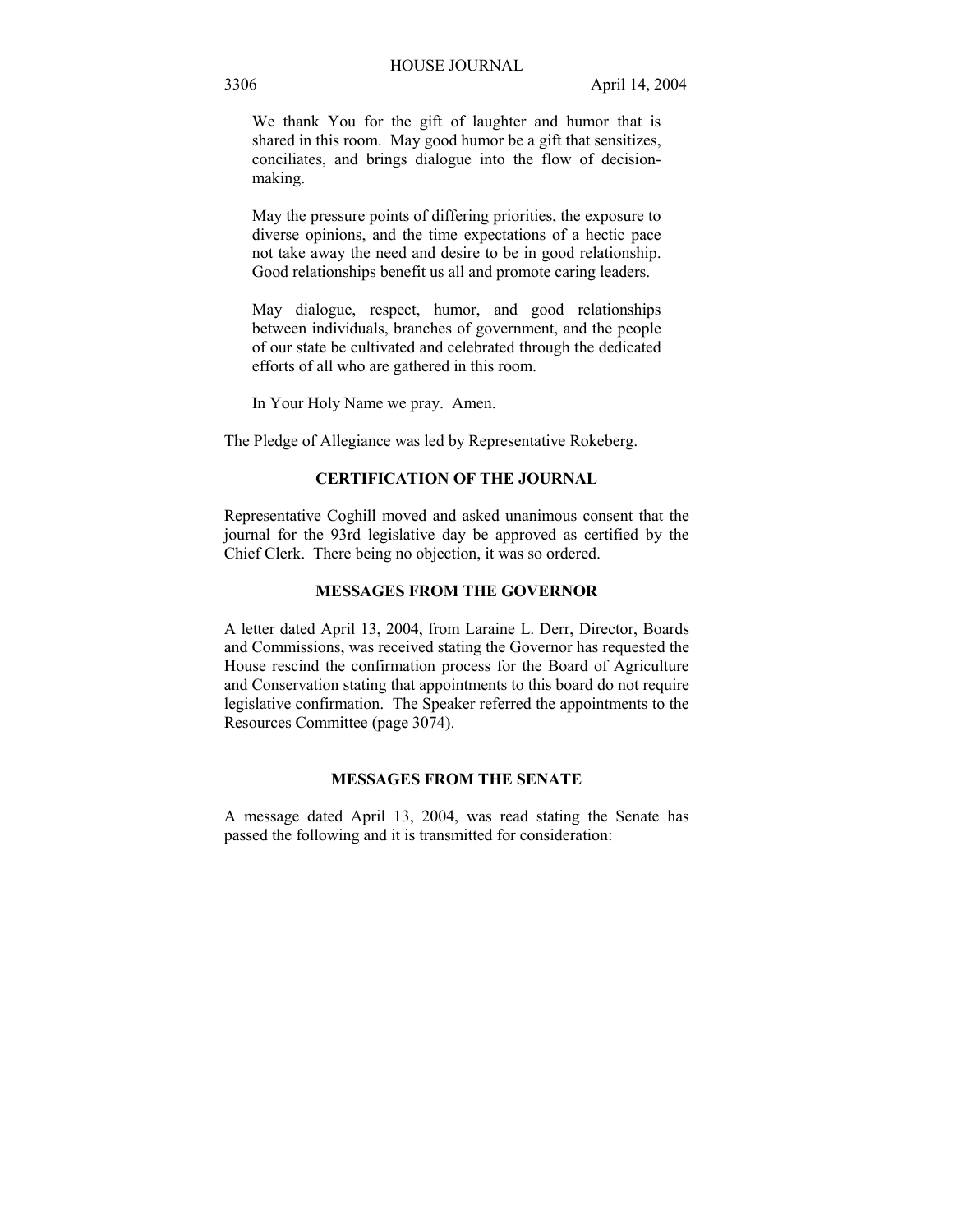We thank You for the gift of laughter and humor that is shared in this room. May good humor be a gift that sensitizes, conciliates, and brings dialogue into the flow of decision-making.

May the pressure points of differing priorities, the exposure to diverse opinions, and the time expectations of a hectic pace not take away the need and desire to be in good relationship. Good relationships benefit us all and promote caring leaders.

May dialogue, respect, humor, and good relationships between individuals, branches of government, and the people of our state be cultivated and celebrated through the dedicated efforts of all who are gathered in this room.

In Your Holy Name we pray. Amen.

The Pledge of Allegiance was led by Representative Rokeberg.

**CERTIFICATION OF THE JOURNAL**

Representative Coghill moved and asked unanimous consent that the journal for the 93rd legislative day be approved as certified by the Chief Clerk. There being no objection, it was so ordered.

**MESSAGES FROM THE GOVERNOR**

A letter dated April 13, 2004, from Laraine L. Derr, Director, Boards and Commissions, was received stating the Governor has requested the House rescind the confirmation process for the Board of Agriculture and Conservation stating that appointments to this board do not require legislative confirmation. The Speaker referred the appointments to the Resources Committee (page 3074).

**MESSAGES FROM THE SENATE**

A message dated April 13, 2004, was read stating the Senate has passed the following and it is transmitted for consideration: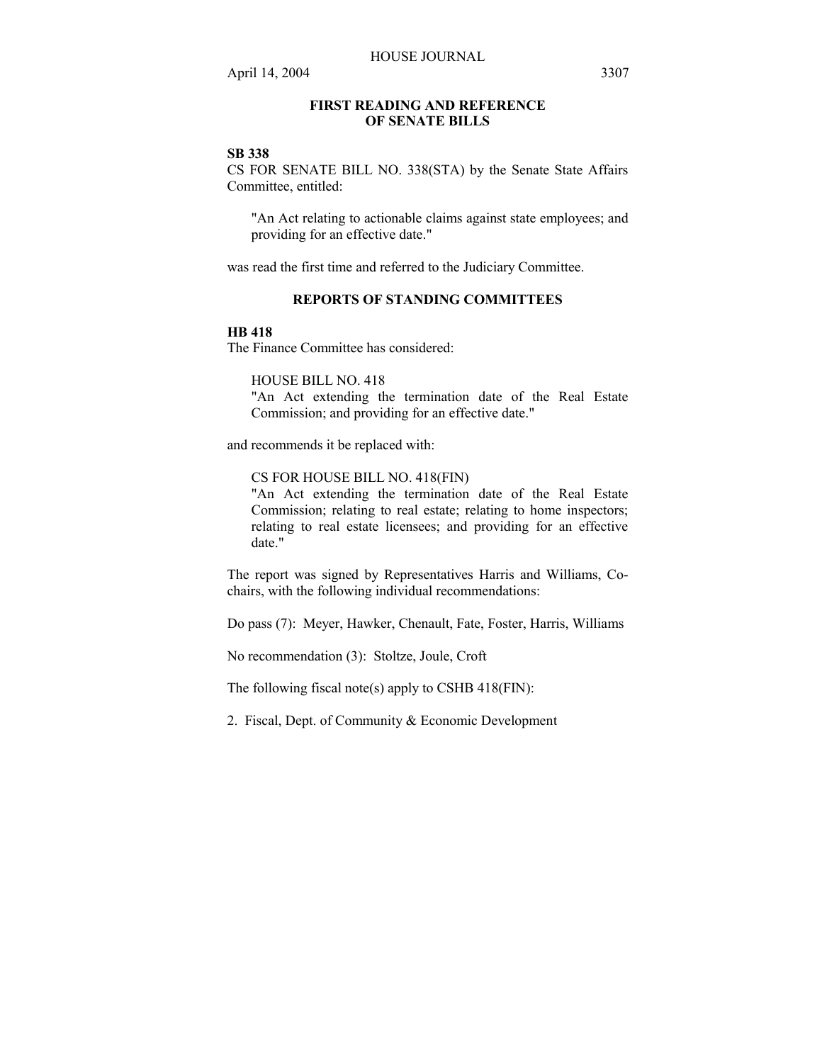## FIRST READING AND REFERENCE OF SENATE BILLS

**SB 338**
CS FOR SENATE BILL NO. 338(STA) by the Senate State Affairs Committee, entitled:

> "An Act relating to actionable claims against state employees; and providing for an effective date."

was read the first time and referred to the Judiciary Committee.

## REPORTS OF STANDING COMMITTEES

**HB 418**
The Finance Committee has considered:

> HOUSE BILL NO. 418
> "An Act extending the termination date of the Real Estate Commission; and providing for an effective date."

and recommends it be replaced with:

> CS FOR HOUSE BILL NO. 418(FIN)
> "An Act extending the termination date of the Real Estate Commission; relating to real estate; relating to home inspectors; relating to real estate licensees; and providing for an effective date."

The report was signed by Representatives Harris and Williams, Co-chairs, with the following individual recommendations:

Do pass (7): Meyer, Hawker, Chenault, Fate, Foster, Harris, Williams

No recommendation (3): Stoltze, Joule, Croft

The following fiscal note(s) apply to CSHB 418(FIN):

2. Fiscal, Dept. of Community & Economic Development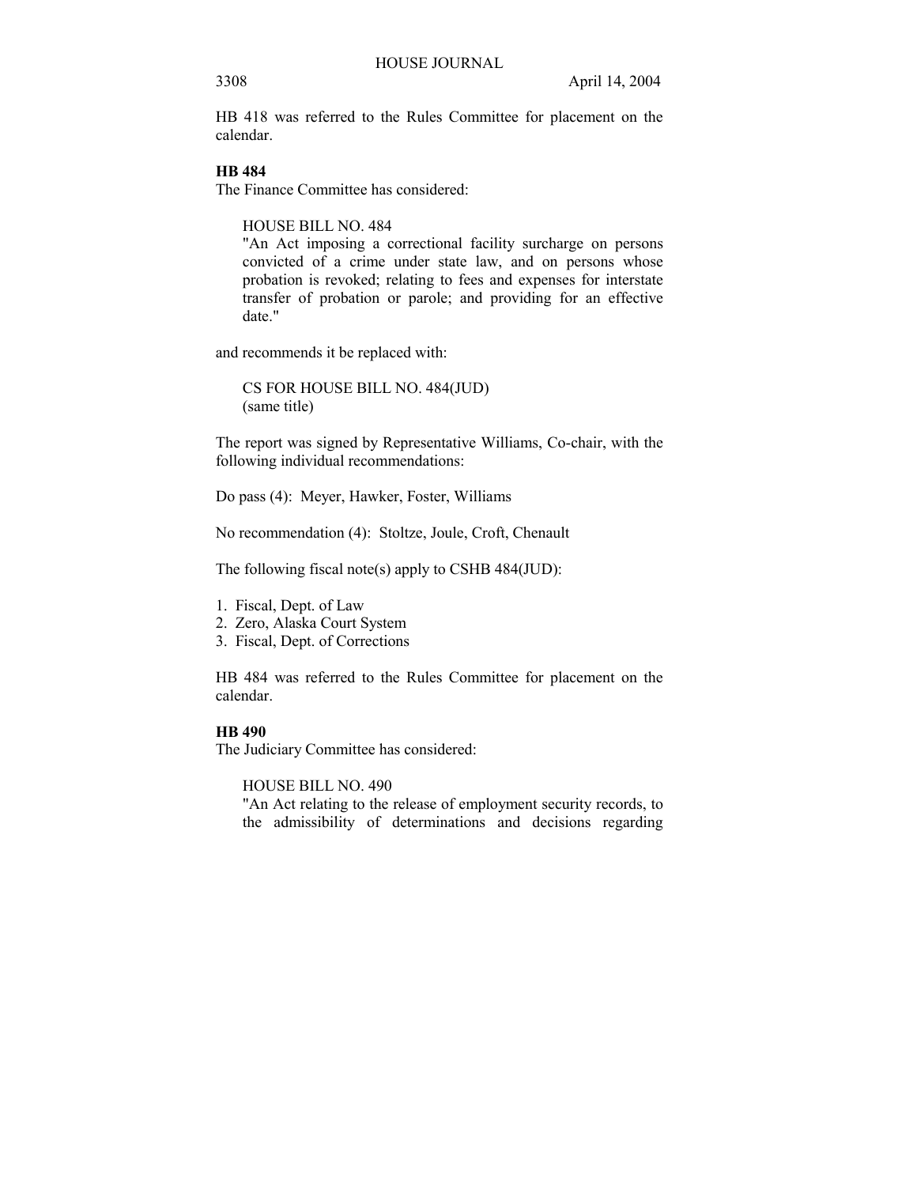HB 418 was referred to the Rules Committee for placement on the calendar.

**HB 484**

The Finance Committee has considered:

HOUSE BILL NO. 484
"An Act imposing a correctional facility surcharge on persons convicted of a crime under state law, and on persons whose probation is revoked; relating to fees and expenses for interstate transfer of probation or parole; and providing for an effective date."

and recommends it be replaced with:

CS FOR HOUSE BILL NO. 484(JUD)
(same title)

The report was signed by Representative Williams, Co-chair, with the following individual recommendations:

Do pass (4): Meyer, Hawker, Foster, Williams

No recommendation (4): Stoltze, Joule, Croft, Chenault

The following fiscal note(s) apply to CSHB 484(JUD):

1. Fiscal, Dept. of Law
2. Zero, Alaska Court System
3. Fiscal, Dept. of Corrections

HB 484 was referred to the Rules Committee for placement on the calendar.

**HB 490**

The Judiciary Committee has considered:

HOUSE BILL NO. 490
"An Act relating to the release of employment security records, to the admissibility of determinations and decisions regarding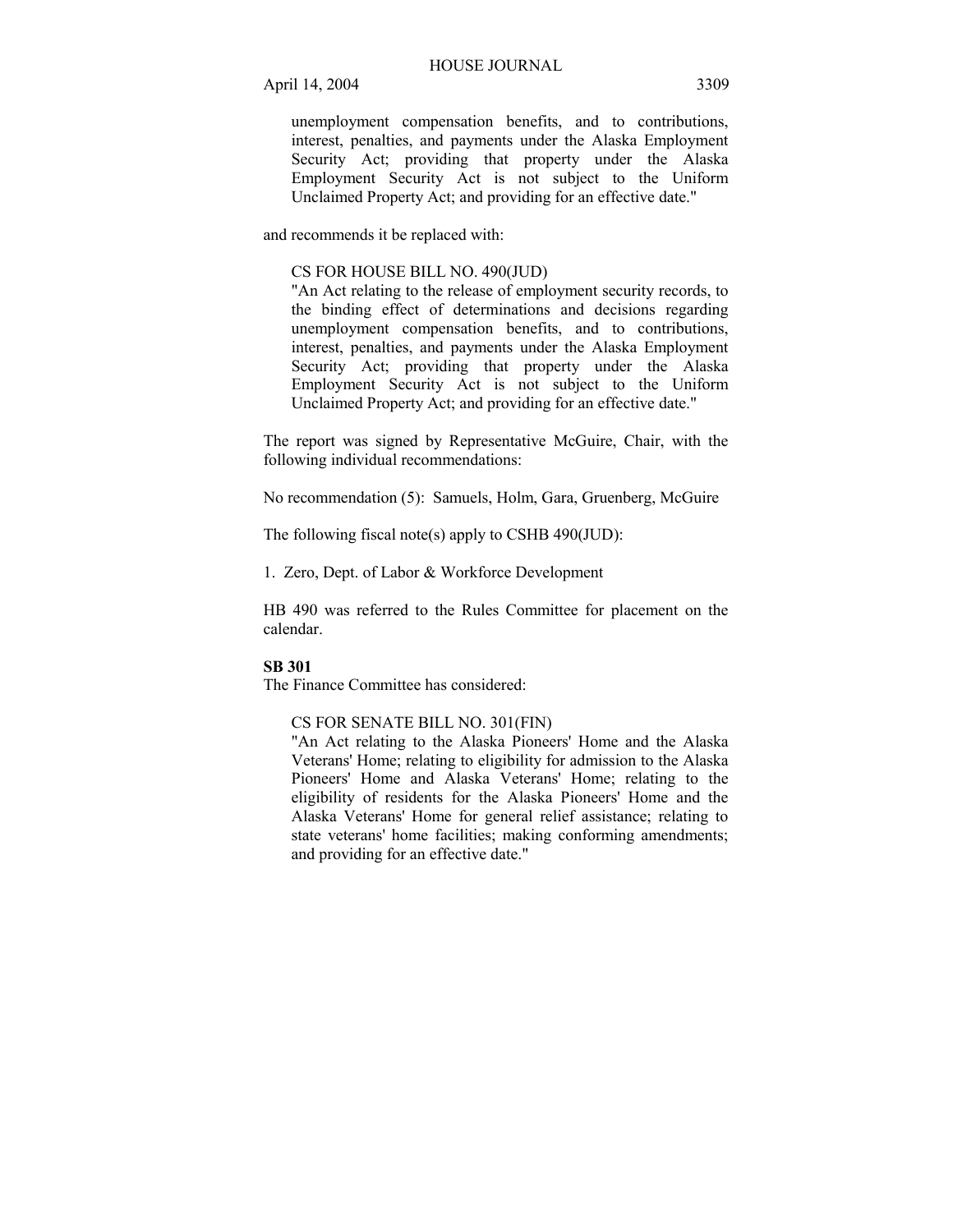unemployment compensation benefits, and to contributions, interest, penalties, and payments under the Alaska Employment Security Act; providing that property under the Alaska Employment Security Act is not subject to the Uniform Unclaimed Property Act; and providing for an effective date."

and recommends it be replaced with:

CS FOR HOUSE BILL NO. 490(JUD)
"An Act relating to the release of employment security records, to the binding effect of determinations and decisions regarding unemployment compensation benefits, and to contributions, interest, penalties, and payments under the Alaska Employment Security Act; providing that property under the Alaska Employment Security Act is not subject to the Uniform Unclaimed Property Act; and providing for an effective date."

The report was signed by Representative McGuire, Chair, with the following individual recommendations:

No recommendation (5): Samuels, Holm, Gara, Gruenberg, McGuire

The following fiscal note(s) apply to CSHB 490(JUD):

1. Zero, Dept. of Labor & Workforce Development

HB 490 was referred to the Rules Committee for placement on the calendar.

**SB 301**
The Finance Committee has considered:

CS FOR SENATE BILL NO. 301(FIN)
"An Act relating to the Alaska Pioneers' Home and the Alaska Veterans' Home; relating to eligibility for admission to the Alaska Pioneers' Home and Alaska Veterans' Home; relating to the eligibility of residents for the Alaska Pioneers' Home and the Alaska Veterans' Home for general relief assistance; relating to state veterans' home facilities; making conforming amendments; and providing for an effective date."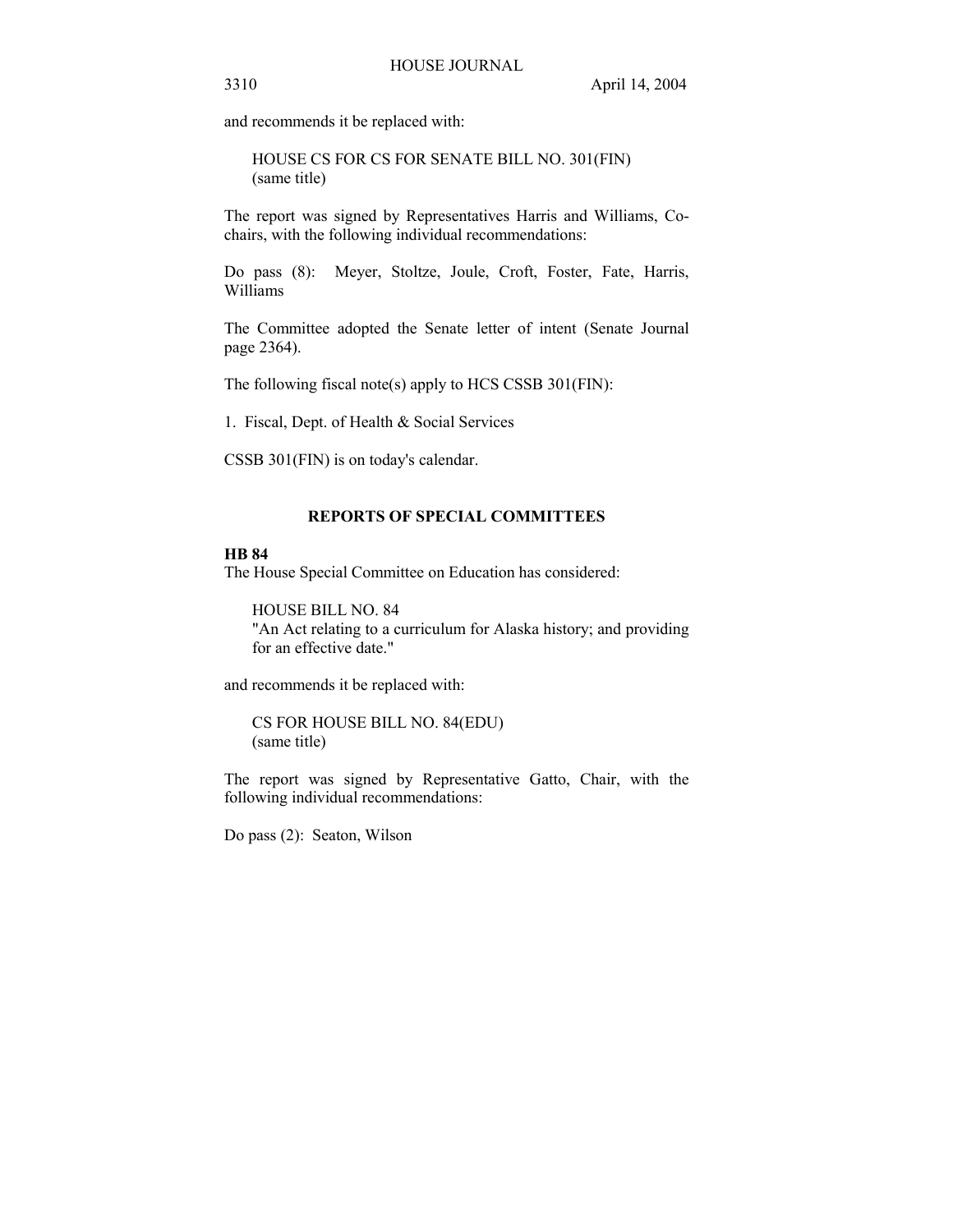and recommends it be replaced with:

HOUSE CS FOR CS FOR SENATE BILL NO. 301(FIN)
(same title)

The report was signed by Representatives Harris and Williams, Co-chairs, with the following individual recommendations:

Do pass (8): Meyer, Stoltze, Joule, Croft, Foster, Fate, Harris, Williams

The Committee adopted the Senate letter of intent (Senate Journal page 2364).

The following fiscal note(s) apply to HCS CSSB 301(FIN):

1. Fiscal, Dept. of Health & Social Services

CSSB 301(FIN) is on today's calendar.

## REPORTS OF SPECIAL COMMITTEES

**HB 84**

The House Special Committee on Education has considered:

HOUSE BILL NO. 84
"An Act relating to a curriculum for Alaska history; and providing for an effective date."

and recommends it be replaced with:

CS FOR HOUSE BILL NO. 84(EDU)
(same title)

The report was signed by Representative Gatto, Chair, with the following individual recommendations:

Do pass (2): Seaton, Wilson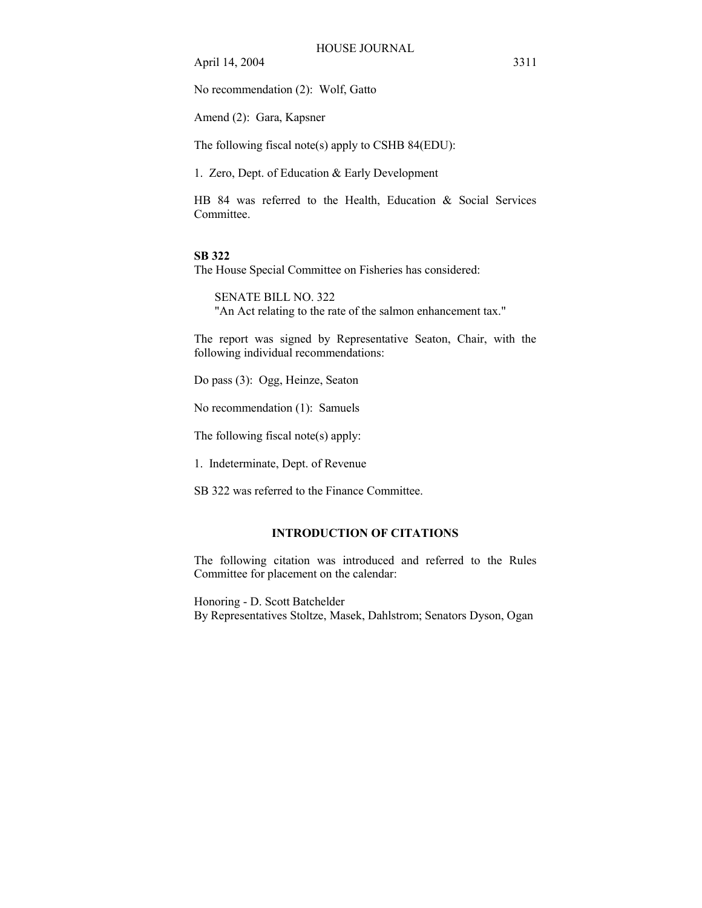No recommendation (2): Wolf, Gatto

Amend (2): Gara, Kapsner

The following fiscal note(s) apply to CSHB 84(EDU):

1. Zero, Dept. of Education & Early Development

HB 84 was referred to the Health, Education & Social Services Committee.

**SB 322**

The House Special Committee on Fisheries has considered:

SENATE BILL NO. 322
"An Act relating to the rate of the salmon enhancement tax."

The report was signed by Representative Seaton, Chair, with the following individual recommendations:

Do pass (3): Ogg, Heinze, Seaton

No recommendation (1): Samuels

The following fiscal note(s) apply:

1. Indeterminate, Dept. of Revenue

SB 322 was referred to the Finance Committee.

## INTRODUCTION OF CITATIONS

The following citation was introduced and referred to the Rules Committee for placement on the calendar:

Honoring - D. Scott Batchelder
By Representatives Stoltze, Masek, Dahlstrom; Senators Dyson, Ogan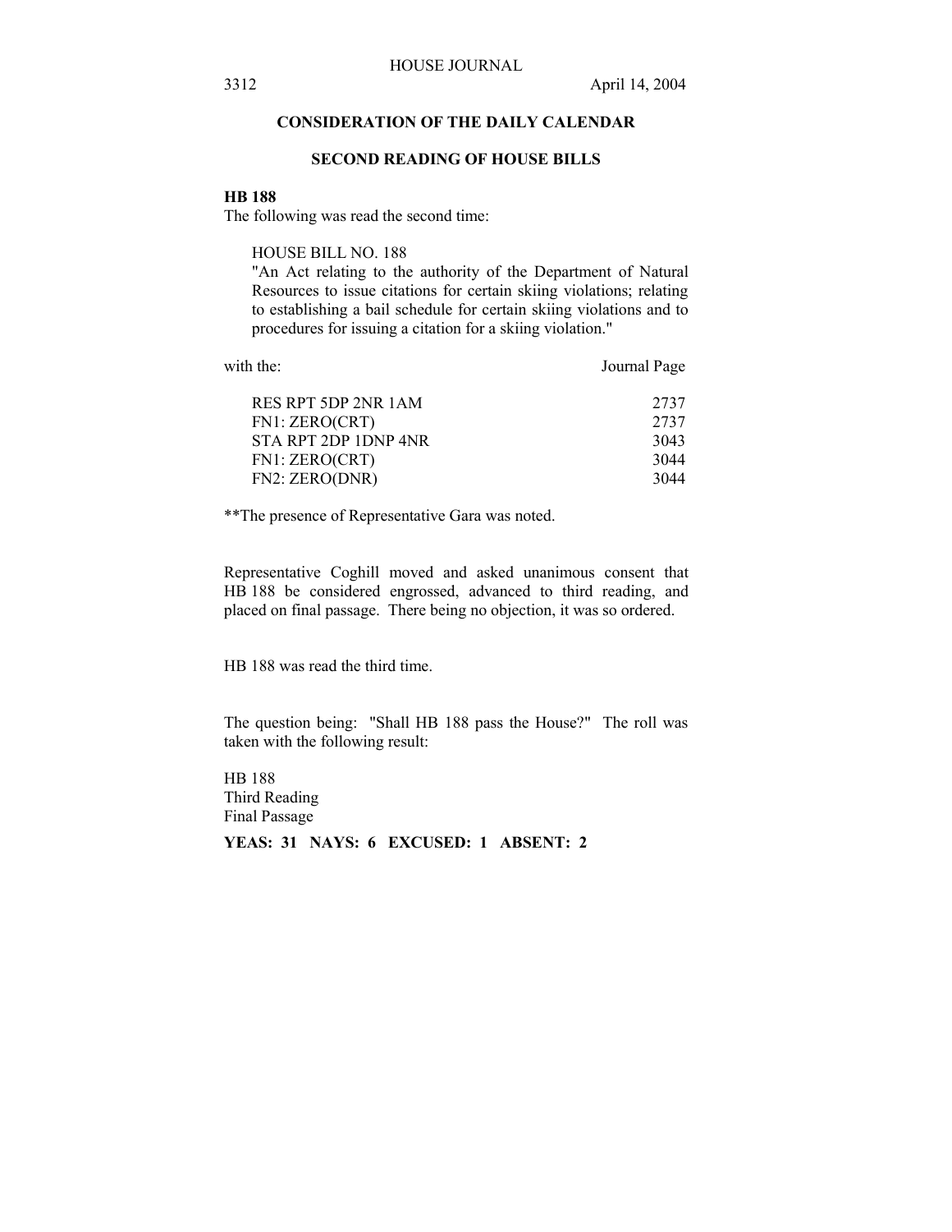## CONSIDERATION OF THE DAILY CALENDAR

### SECOND READING OF HOUSE BILLS

**HB 188**

The following was read the second time:

HOUSE BILL NO. 188
"An Act relating to the authority of the Department of Natural Resources to issue citations for certain skiing violations; relating to establishing a bail schedule for certain skiing violations and to procedures for issuing a citation for a skiing violation."

| with the: | Journal Page |
|---|---|
| RES RPT 5DP 2NR 1AM | 2737 |
| FN1: ZERO(CRT) | 2737 |
| STA RPT 2DP 1DNP 4NR | 3043 |
| FN1: ZERO(CRT) | 3044 |
| FN2: ZERO(DNR) | 3044 |

**The presence of Representative Gara was noted.

Representative Coghill moved and asked unanimous consent that HB 188 be considered engrossed, advanced to third reading, and placed on final passage. There being no objection, it was so ordered.

HB 188 was read the third time.

The question being: "Shall HB 188 pass the House?" The roll was taken with the following result:

HB 188
Third Reading
Final Passage

**YEAS: 31 NAYS: 6 EXCUSED: 1 ABSENT: 2**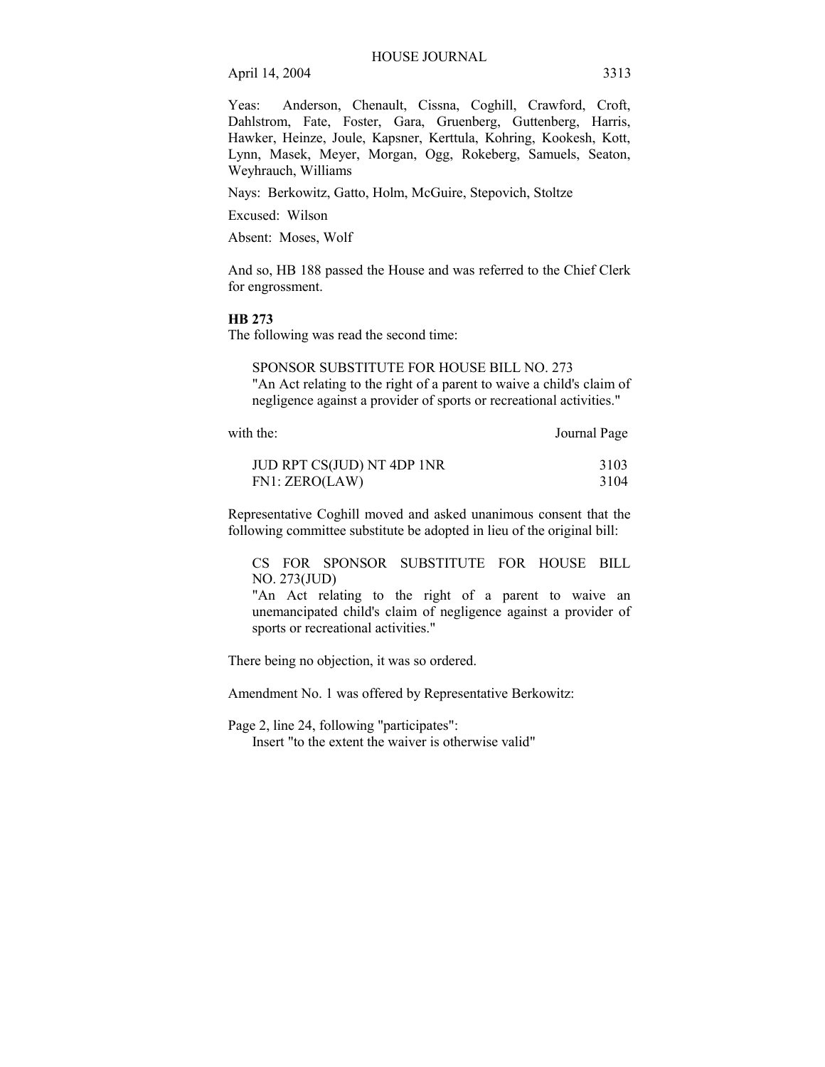Yeas: Anderson, Chenault, Cissna, Coghill, Crawford, Croft, Dahlstrom, Fate, Foster, Gara, Gruenberg, Guttenberg, Harris, Hawker, Heinze, Joule, Kapsner, Kerttula, Kohring, Kookesh, Kott, Lynn, Masek, Meyer, Morgan, Ogg, Rokeberg, Samuels, Seaton, Weyhrauch, Williams

Nays: Berkowitz, Gatto, Holm, McGuire, Stepovich, Stoltze

Excused: Wilson

Absent: Moses, Wolf

And so, HB 188 passed the House and was referred to the Chief Clerk for engrossment.

**HB 273**

The following was read the second time:

SPONSOR SUBSTITUTE FOR HOUSE BILL NO. 273
"An Act relating to the right of a parent to waive a child's claim of negligence against a provider of sports or recreational activities."

| with the: | Journal Page |
|---|---|
| JUD RPT CS(JUD) NT 4DP 1NR | 3103 |
| FN1: ZERO(LAW) | 3104 |

Representative Coghill moved and asked unanimous consent that the following committee substitute be adopted in lieu of the original bill:

CS FOR SPONSOR SUBSTITUTE FOR HOUSE BILL NO. 273(JUD)
"An Act relating to the right of a parent to waive an unemancipated child's claim of negligence against a provider of sports or recreational activities."

There being no objection, it was so ordered.

Amendment No. 1 was offered by Representative Berkowitz:

Page 2, line 24, following "participates":
Insert "to the extent the waiver is otherwise valid"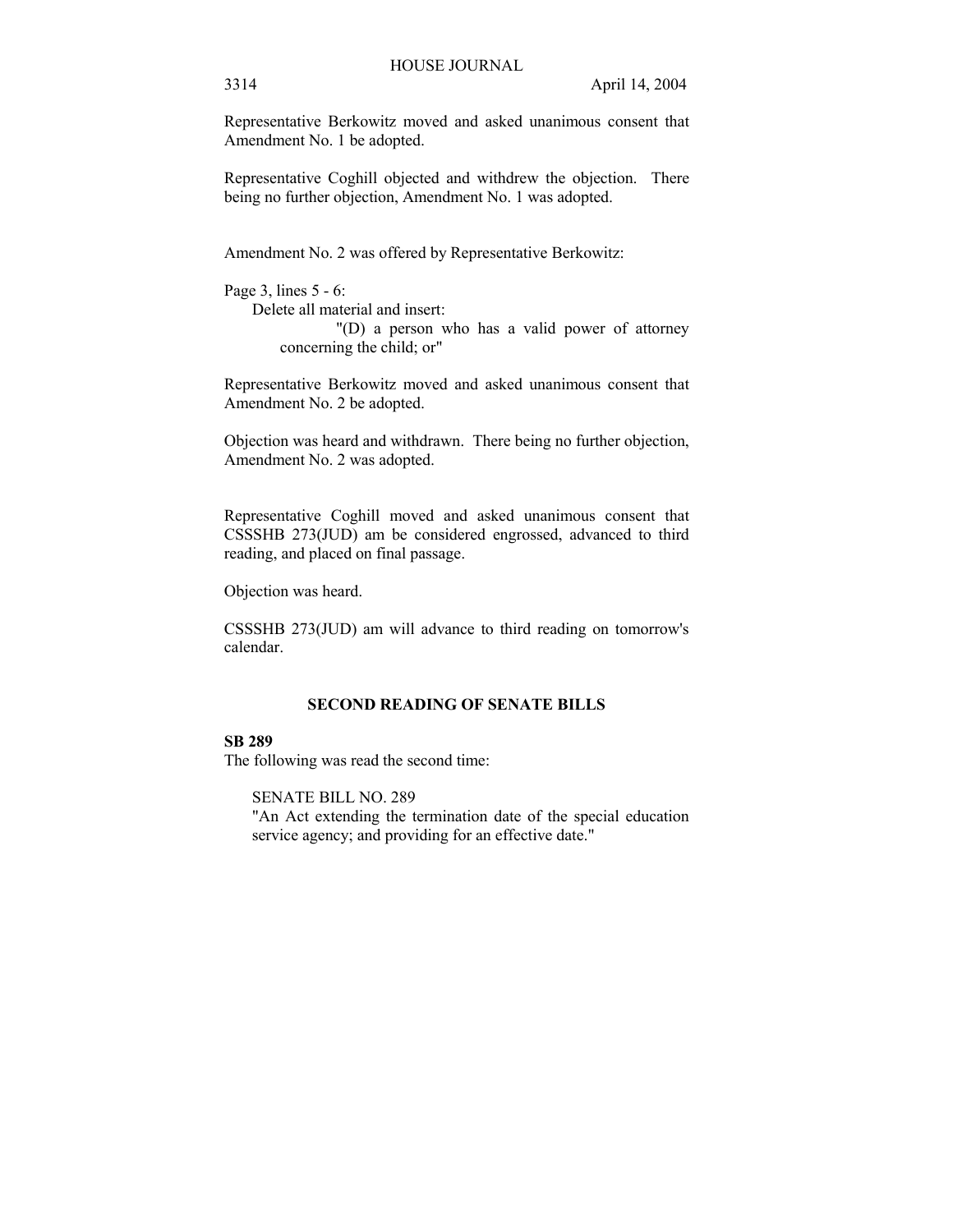Representative Berkowitz moved and asked unanimous consent that Amendment No. 1 be adopted.

Representative Coghill objected and withdrew the objection. There being no further objection, Amendment No. 1 was adopted.

Amendment No. 2 was offered by Representative Berkowitz:

Page 3, lines 5 - 6:
Delete all material and insert:
"(D) a person who has a valid power of attorney concerning the child; or"

Representative Berkowitz moved and asked unanimous consent that Amendment No. 2 be adopted.

Objection was heard and withdrawn. There being no further objection, Amendment No. 2 was adopted.

Representative Coghill moved and asked unanimous consent that CSSSHB 273(JUD) am be considered engrossed, advanced to third reading, and placed on final passage.

Objection was heard.

CSSSHB 273(JUD) am will advance to third reading on tomorrow's calendar.

## SECOND READING OF SENATE BILLS

**SB 289**

The following was read the second time:

SENATE BILL NO. 289
"An Act extending the termination date of the special education service agency; and providing for an effective date."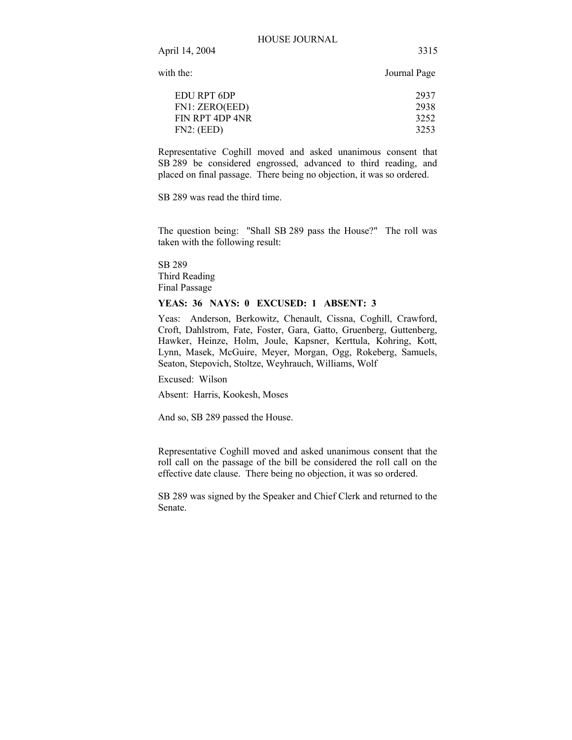with the: Journal Page

| | |
|---|---|
| EDU RPT 6DP | 2937 |
| FN1: ZERO(EED) | 2938 |
| FIN RPT 4DP 4NR | 3252 |
| FN2: (EED) | 3253 |

Representative Coghill moved and asked unanimous consent that SB 289 be considered engrossed, advanced to third reading, and placed on final passage. There being no objection, it was so ordered.

SB 289 was read the third time.

The question being: "Shall SB 289 pass the House?" The roll was taken with the following result:

SB 289
Third Reading
Final Passage

**YEAS: 36 NAYS: 0 EXCUSED: 1 ABSENT: 3**

Yeas: Anderson, Berkowitz, Chenault, Cissna, Coghill, Crawford, Croft, Dahlstrom, Fate, Foster, Gara, Gatto, Gruenberg, Guttenberg, Hawker, Heinze, Holm, Joule, Kapsner, Kerttula, Kohring, Kott, Lynn, Masek, McGuire, Meyer, Morgan, Ogg, Rokeberg, Samuels, Seaton, Stepovich, Stoltze, Weyhrauch, Williams, Wolf

Excused: Wilson

Absent: Harris, Kookesh, Moses

And so, SB 289 passed the House.

Representative Coghill moved and asked unanimous consent that the roll call on the passage of the bill be considered the roll call on the effective date clause. There being no objection, it was so ordered.

SB 289 was signed by the Speaker and Chief Clerk and returned to the Senate.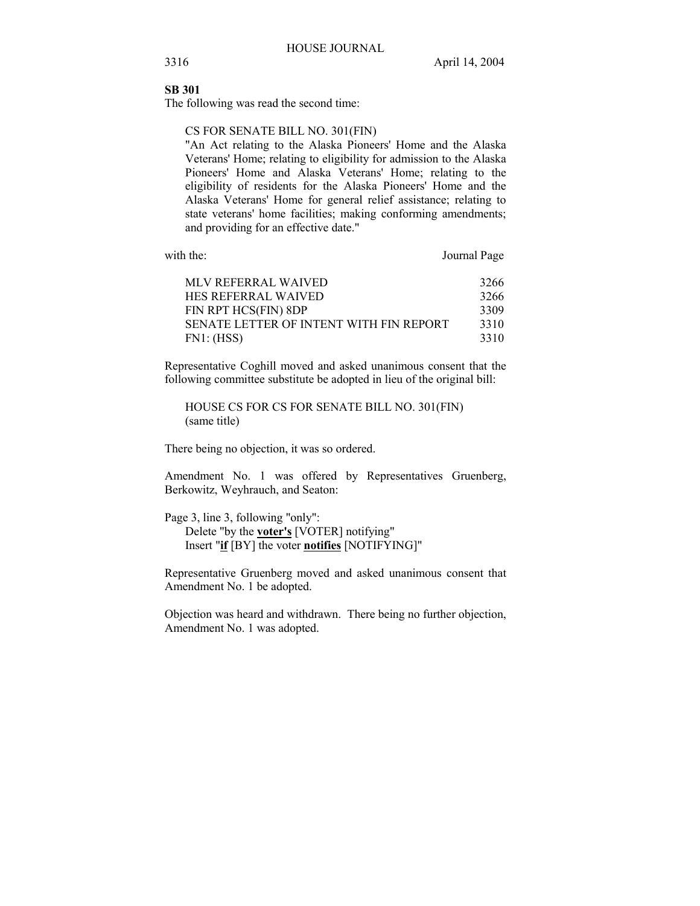**SB 301**

The following was read the second time:

> CS FOR SENATE BILL NO. 301(FIN)
>
> "An Act relating to the Alaska Pioneers' Home and the Alaska Veterans' Home; relating to eligibility for admission to the Alaska Pioneers' Home and Alaska Veterans' Home; relating to the eligibility of residents for the Alaska Pioneers' Home and the Alaska Veterans' Home for general relief assistance; relating to state veterans' home facilities; making conforming amendments; and providing for an effective date."

| with the: | Journal Page |
| --- | --- |
| MLV REFERRAL WAIVED | 3266 |
| HES REFERRAL WAIVED | 3266 |
| FIN RPT HCS(FIN) 8DP | 3309 |
| SENATE LETTER OF INTENT WITH FIN REPORT | 3310 |
| FN1: (HSS) | 3310 |

Representative Coghill moved and asked unanimous consent that the following committee substitute be adopted in lieu of the original bill:

> HOUSE CS FOR CS FOR SENATE BILL NO. 301(FIN)
> (same title)

There being no objection, it was so ordered.

Amendment No. 1 was offered by Representatives Gruenberg, Berkowitz, Weyhrauch, and Seaton:

Page 3, line 3, following "only":
Delete "by the **voter's** [VOTER] notifying"
Insert "**if** [BY] the voter **notifies** [NOTIFYING]"

Representative Gruenberg moved and asked unanimous consent that Amendment No. 1 be adopted.

Objection was heard and withdrawn. There being no further objection, Amendment No. 1 was adopted.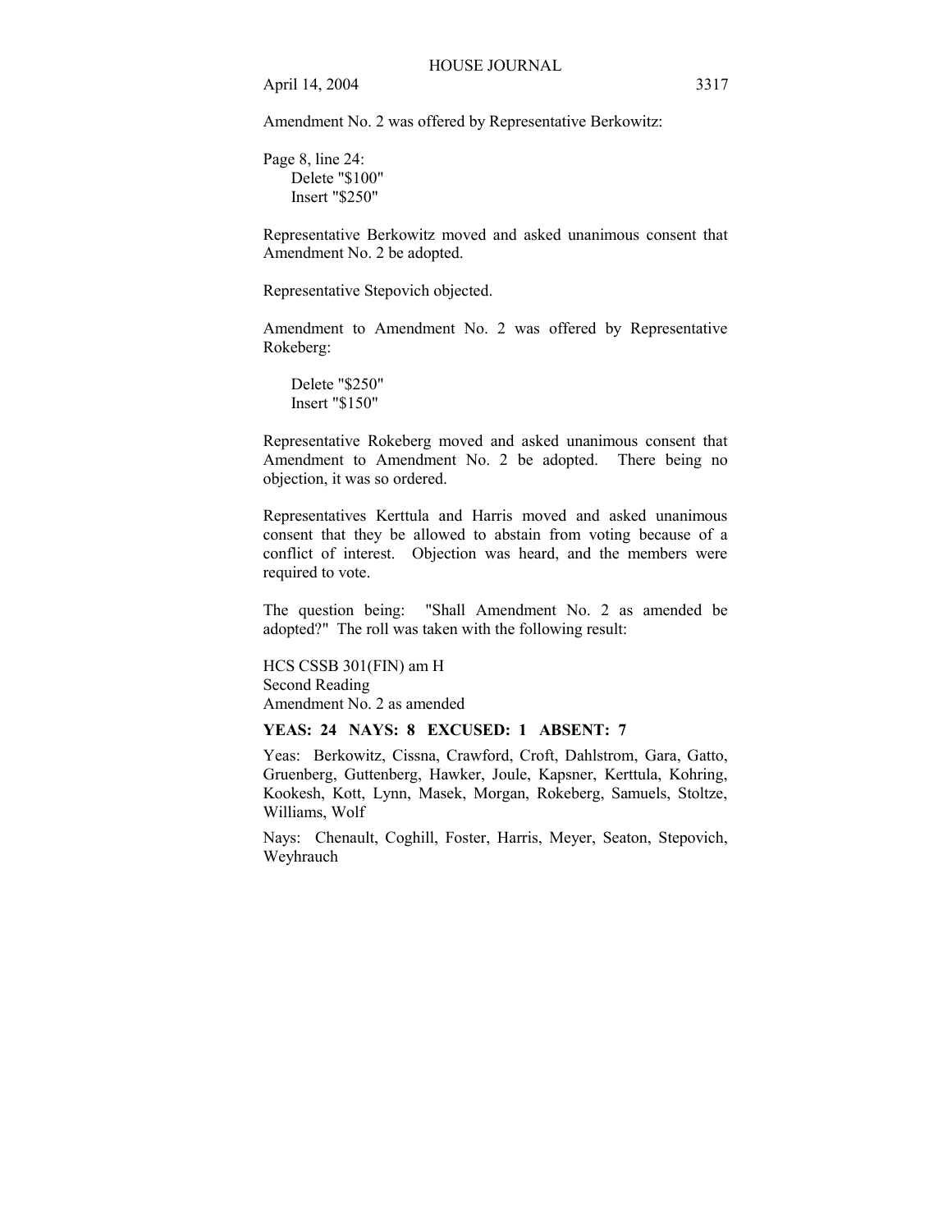Amendment No. 2 was offered by Representative Berkowitz:

Page 8, line 24:
  Delete "$100"
  Insert "$250"

Representative Berkowitz moved and asked unanimous consent that Amendment No. 2 be adopted.

Representative Stepovich objected.

Amendment to Amendment No. 2 was offered by Representative Rokeberg:

  Delete "$250"
  Insert "$150"

Representative Rokeberg moved and asked unanimous consent that Amendment to Amendment No. 2 be adopted. There being no objection, it was so ordered.

Representatives Kerttula and Harris moved and asked unanimous consent that they be allowed to abstain from voting because of a conflict of interest. Objection was heard, and the members were required to vote.

The question being: "Shall Amendment No. 2 as amended be adopted?" The roll was taken with the following result:

HCS CSSB 301(FIN) am H
Second Reading
Amendment No. 2 as amended

**YEAS: 24 NAYS: 8 EXCUSED: 1 ABSENT: 7**

Yeas: Berkowitz, Cissna, Crawford, Croft, Dahlstrom, Gara, Gatto, Gruenberg, Guttenberg, Hawker, Joule, Kapsner, Kerttula, Kohring, Kookesh, Kott, Lynn, Masek, Morgan, Rokeberg, Samuels, Stoltze, Williams, Wolf

Nays: Chenault, Coghill, Foster, Harris, Meyer, Seaton, Stepovich, Weyhrauch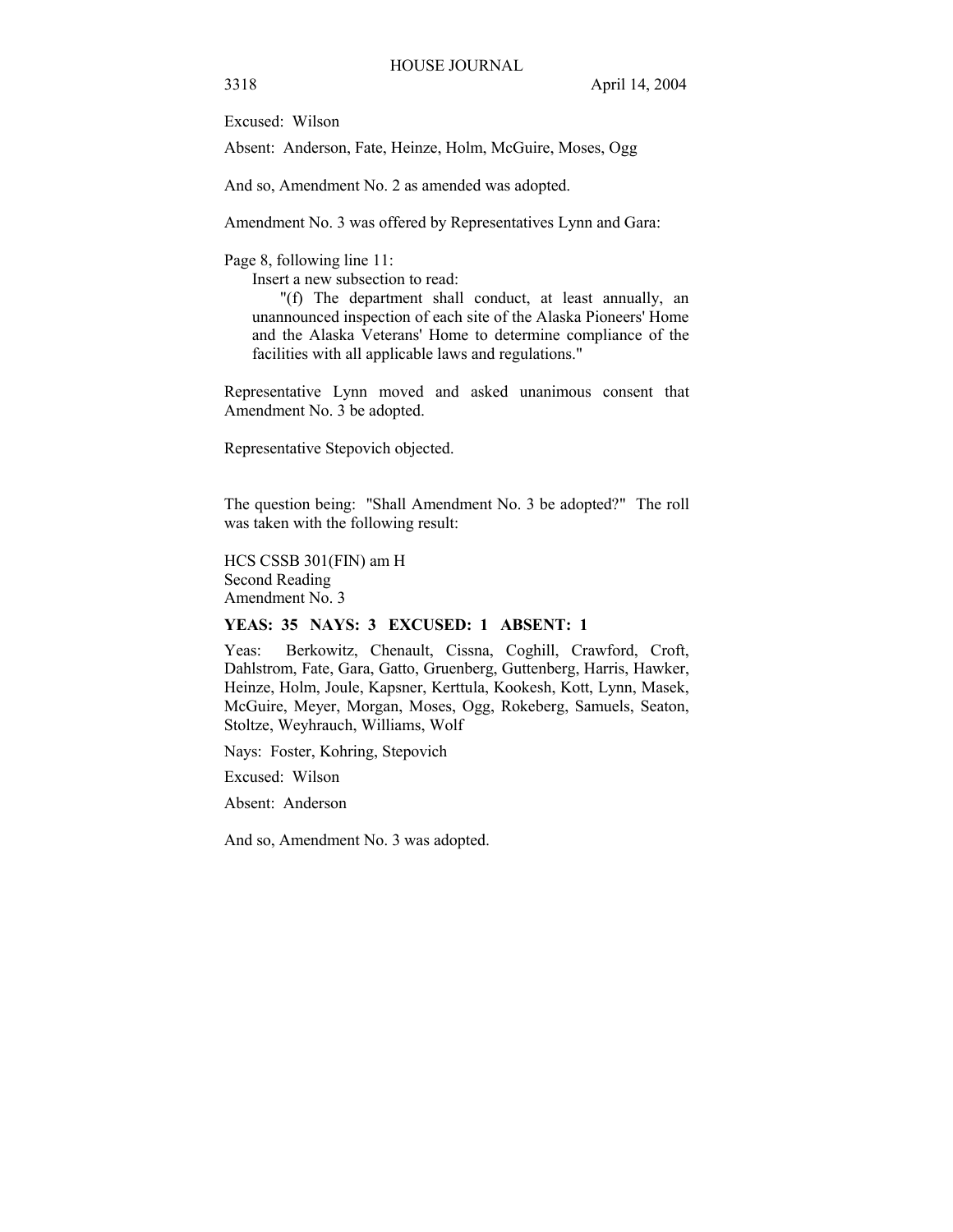Excused: Wilson

Absent: Anderson, Fate, Heinze, Holm, McGuire, Moses, Ogg

And so, Amendment No. 2 as amended was adopted.

Amendment No. 3 was offered by Representatives Lynn and Gara:

Page 8, following line 11:

Insert a new subsection to read:

"(f) The department shall conduct, at least annually, an unannounced inspection of each site of the Alaska Pioneers' Home and the Alaska Veterans' Home to determine compliance of the facilities with all applicable laws and regulations."

Representative Lynn moved and asked unanimous consent that Amendment No. 3 be adopted.

Representative Stepovich objected.

The question being: "Shall Amendment No. 3 be adopted?" The roll was taken with the following result:

HCS CSSB 301(FIN) am H
Second Reading
Amendment No. 3

**YEAS: 35 NAYS: 3 EXCUSED: 1 ABSENT: 1**

Yeas: Berkowitz, Chenault, Cissna, Coghill, Crawford, Croft, Dahlstrom, Fate, Gara, Gatto, Gruenberg, Guttenberg, Harris, Hawker, Heinze, Holm, Joule, Kapsner, Kerttula, Kookesh, Kott, Lynn, Masek, McGuire, Meyer, Morgan, Moses, Ogg, Rokeberg, Samuels, Seaton, Stoltze, Weyhrauch, Williams, Wolf

Nays: Foster, Kohring, Stepovich

Excused: Wilson

Absent: Anderson

And so, Amendment No. 3 was adopted.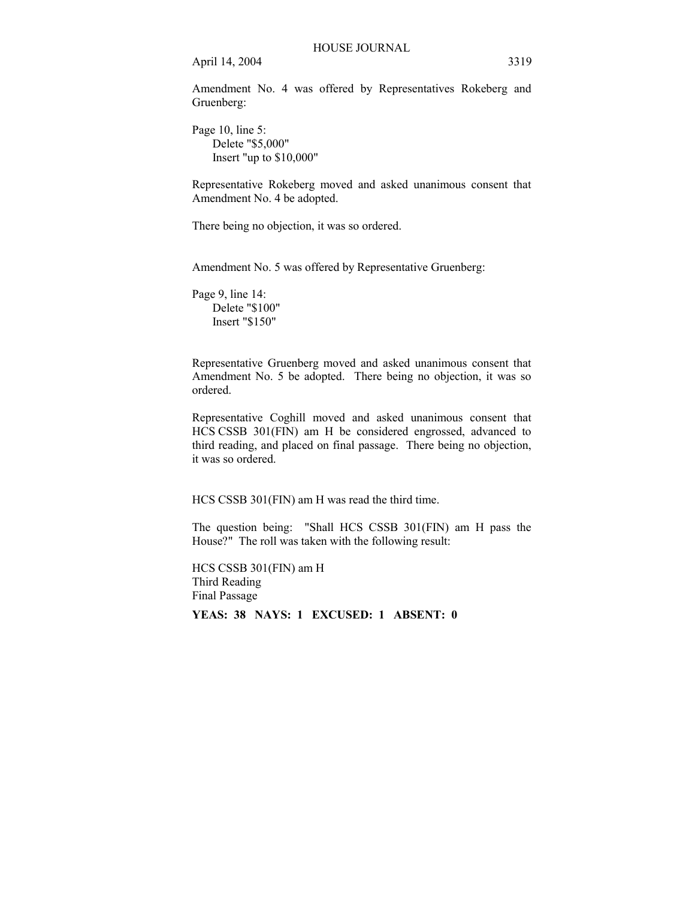Amendment No. 4 was offered by Representatives Rokeberg and Gruenberg:

Page 10, line 5:
Delete "$5,000"
Insert "up to $10,000"

Representative Rokeberg moved and asked unanimous consent that Amendment No. 4 be adopted.

There being no objection, it was so ordered.

Amendment No. 5 was offered by Representative Gruenberg:

Page 9, line 14:
Delete "$100"
Insert "$150"

Representative Gruenberg moved and asked unanimous consent that Amendment No. 5 be adopted. There being no objection, it was so ordered.

Representative Coghill moved and asked unanimous consent that HCS CSSB 301(FIN) am H be considered engrossed, advanced to third reading, and placed on final passage. There being no objection, it was so ordered.

HCS CSSB 301(FIN) am H was read the third time.

The question being: "Shall HCS CSSB 301(FIN) am H pass the House?" The roll was taken with the following result:

HCS CSSB 301(FIN) am H
Third Reading
Final Passage

**YEAS: 38 NAYS: 1 EXCUSED: 1 ABSENT: 0**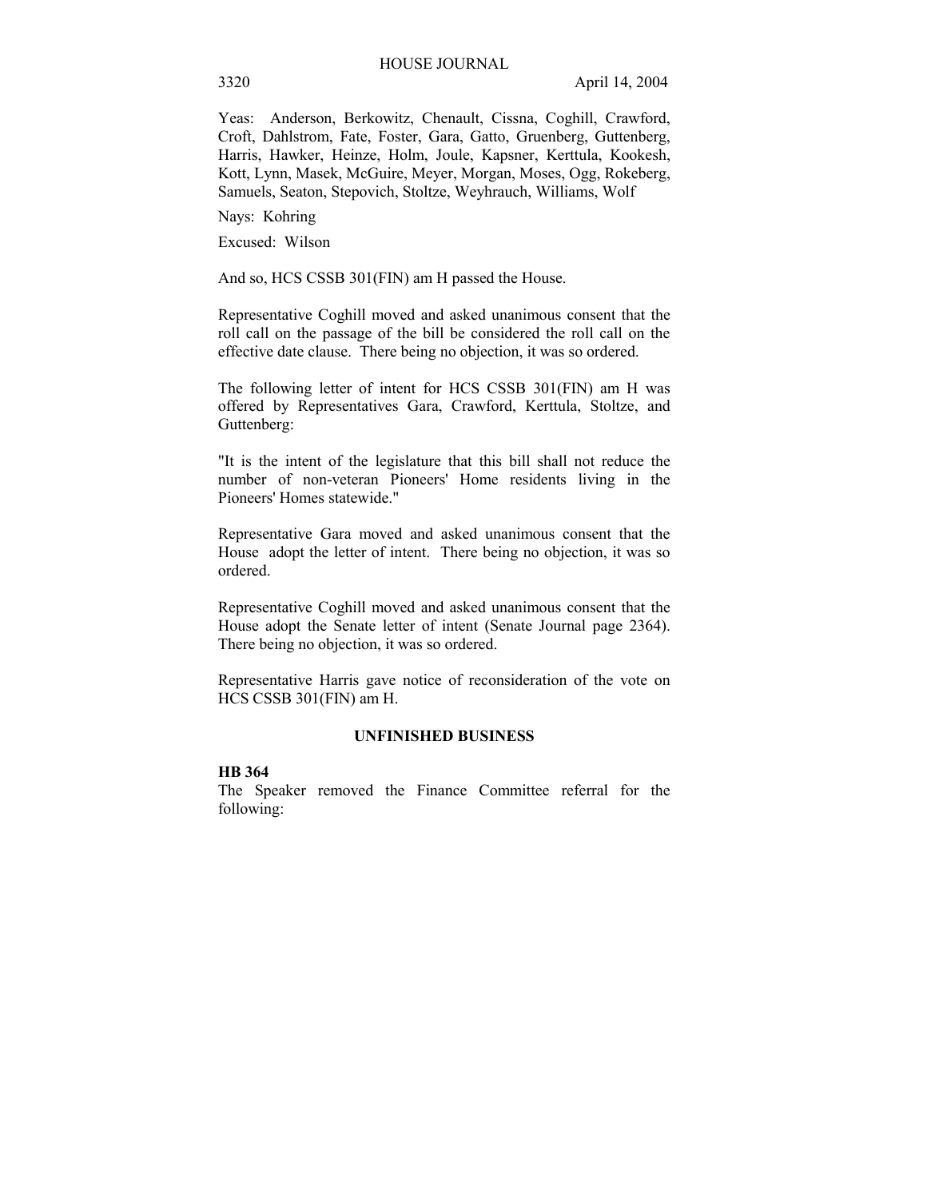Yeas: Anderson, Berkowitz, Chenault, Cissna, Coghill, Crawford, Croft, Dahlstrom, Fate, Foster, Gara, Gatto, Gruenberg, Guttenberg, Harris, Hawker, Heinze, Holm, Joule, Kapsner, Kerttula, Kookesh, Kott, Lynn, Masek, McGuire, Meyer, Morgan, Moses, Ogg, Rokeberg, Samuels, Seaton, Stepovich, Stoltze, Weyhrauch, Williams, Wolf

Nays: Kohring

Excused: Wilson

And so, HCS CSSB 301(FIN) am H passed the House.

Representative Coghill moved and asked unanimous consent that the roll call on the passage of the bill be considered the roll call on the effective date clause. There being no objection, it was so ordered.

The following letter of intent for HCS CSSB 301(FIN) am H was offered by Representatives Gara, Crawford, Kerttula, Stoltze, and Guttenberg:

"It is the intent of the legislature that this bill shall not reduce the number of non-veteran Pioneers' Home residents living in the Pioneers' Homes statewide."

Representative Gara moved and asked unanimous consent that the House adopt the letter of intent. There being no objection, it was so ordered.

Representative Coghill moved and asked unanimous consent that the House adopt the Senate letter of intent (Senate Journal page 2364). There being no objection, it was so ordered.

Representative Harris gave notice of reconsideration of the vote on HCS CSSB 301(FIN) am H.

## UNFINISHED BUSINESS

**HB 364**
The Speaker removed the Finance Committee referral for the following: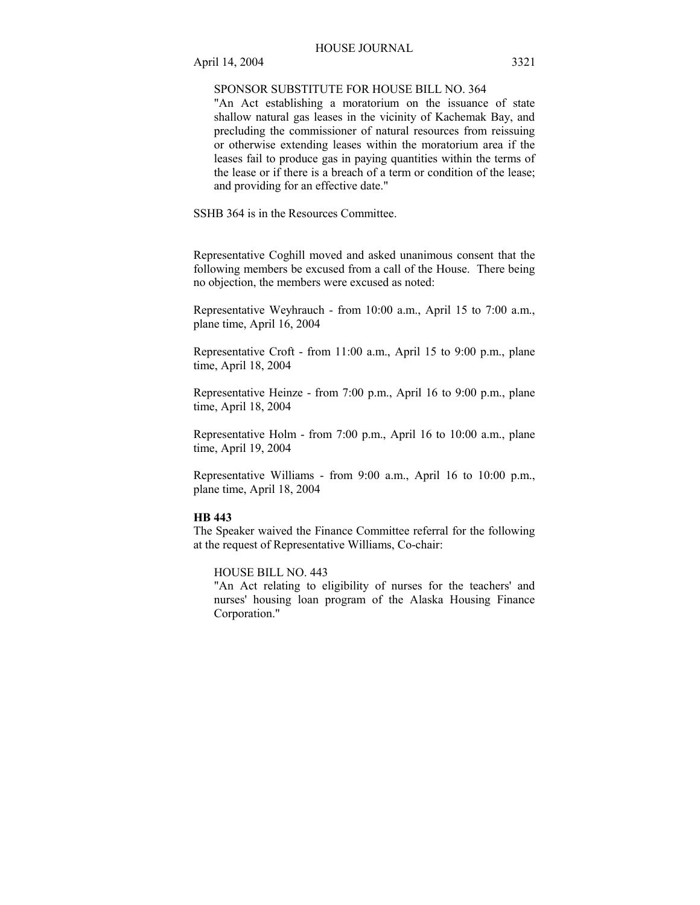SPONSOR SUBSTITUTE FOR HOUSE BILL NO. 364
"An Act establishing a moratorium on the issuance of state shallow natural gas leases in the vicinity of Kachemak Bay, and precluding the commissioner of natural resources from reissuing or otherwise extending leases within the moratorium area if the leases fail to produce gas in paying quantities within the terms of the lease or if there is a breach of a term or condition of the lease; and providing for an effective date."

SSHB 364 is in the Resources Committee.

Representative Coghill moved and asked unanimous consent that the following members be excused from a call of the House. There being no objection, the members were excused as noted:

Representative Weyhrauch - from 10:00 a.m., April 15 to 7:00 a.m., plane time, April 16, 2004

Representative Croft - from 11:00 a.m., April 15 to 9:00 p.m., plane time, April 18, 2004

Representative Heinze - from 7:00 p.m., April 16 to 9:00 p.m., plane time, April 18, 2004

Representative Holm - from 7:00 p.m., April 16 to 10:00 a.m., plane time, April 19, 2004

Representative Williams - from 9:00 a.m., April 16 to 10:00 p.m., plane time, April 18, 2004

**HB 443**
The Speaker waived the Finance Committee referral for the following at the request of Representative Williams, Co-chair:

HOUSE BILL NO. 443
"An Act relating to eligibility of nurses for the teachers' and nurses' housing loan program of the Alaska Housing Finance Corporation."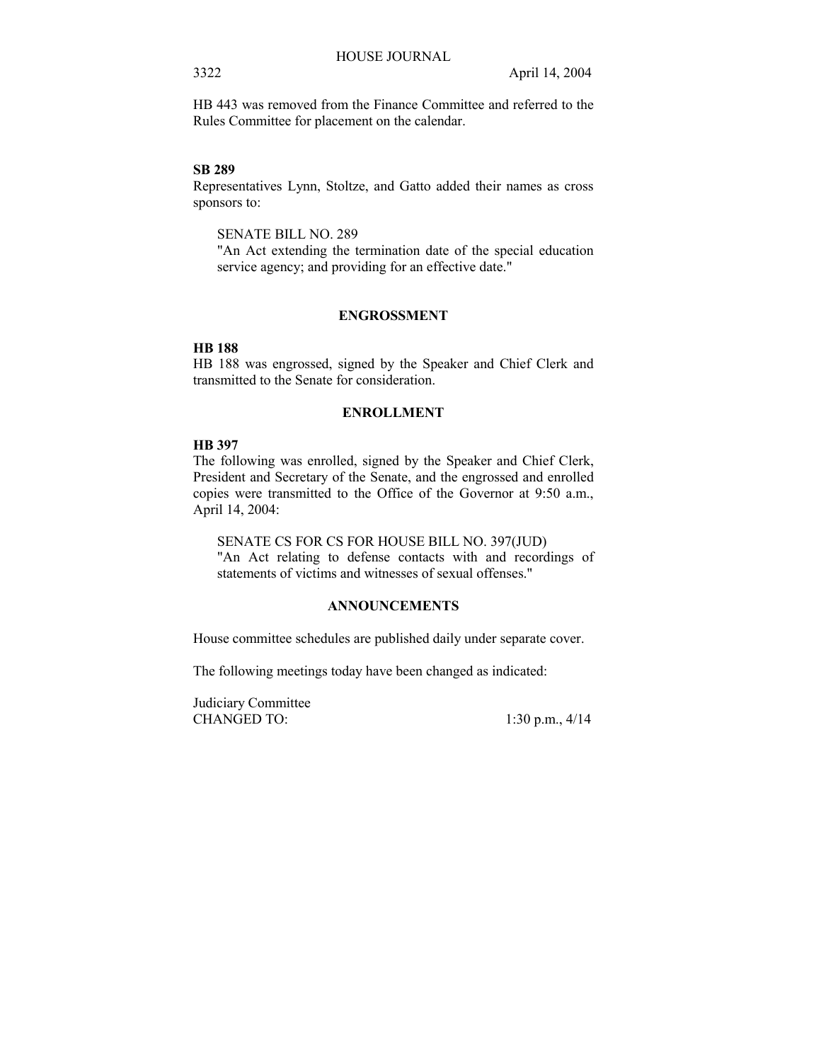HB 443 was removed from the Finance Committee and referred to the Rules Committee for placement on the calendar.

**SB 289**

Representatives Lynn, Stoltze, and Gatto added their names as cross sponsors to:

> SENATE BILL NO. 289
> "An Act extending the termination date of the special education service agency; and providing for an effective date."

## ENGROSSMENT

**HB 188**

HB 188 was engrossed, signed by the Speaker and Chief Clerk and transmitted to the Senate for consideration.

## ENROLLMENT

**HB 397**

The following was enrolled, signed by the Speaker and Chief Clerk, President and Secretary of the Senate, and the engrossed and enrolled copies were transmitted to the Office of the Governor at 9:50 a.m., April 14, 2004:

> SENATE CS FOR CS FOR HOUSE BILL NO. 397(JUD)
> "An Act relating to defense contacts with and recordings of statements of victims and witnesses of sexual offenses."

## ANNOUNCEMENTS

House committee schedules are published daily under separate cover.

The following meetings today have been changed as indicated:

Judiciary Committee
CHANGED TO: 1:30 p.m., 4/14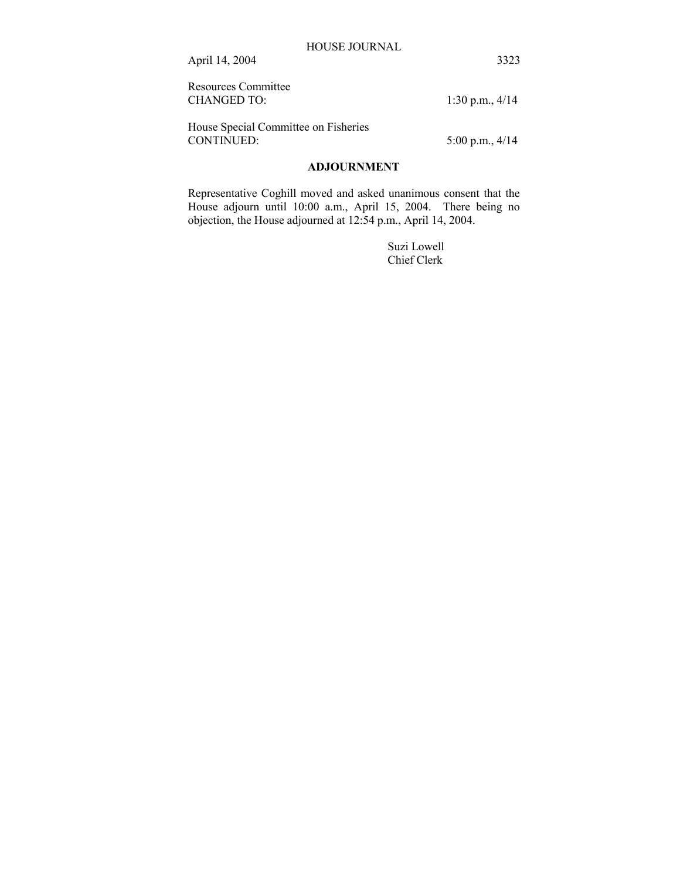Resources Committee
CHANGED TO: 1:30 p.m., 4/14

House Special Committee on Fisheries
CONTINUED: 5:00 p.m., 4/14

## ADJOURNMENT

Representative Coghill moved and asked unanimous consent that the House adjourn until 10:00 a.m., April 15, 2004. There being no objection, the House adjourned at 12:54 p.m., April 14, 2004.

Suzi Lowell
Chief Clerk